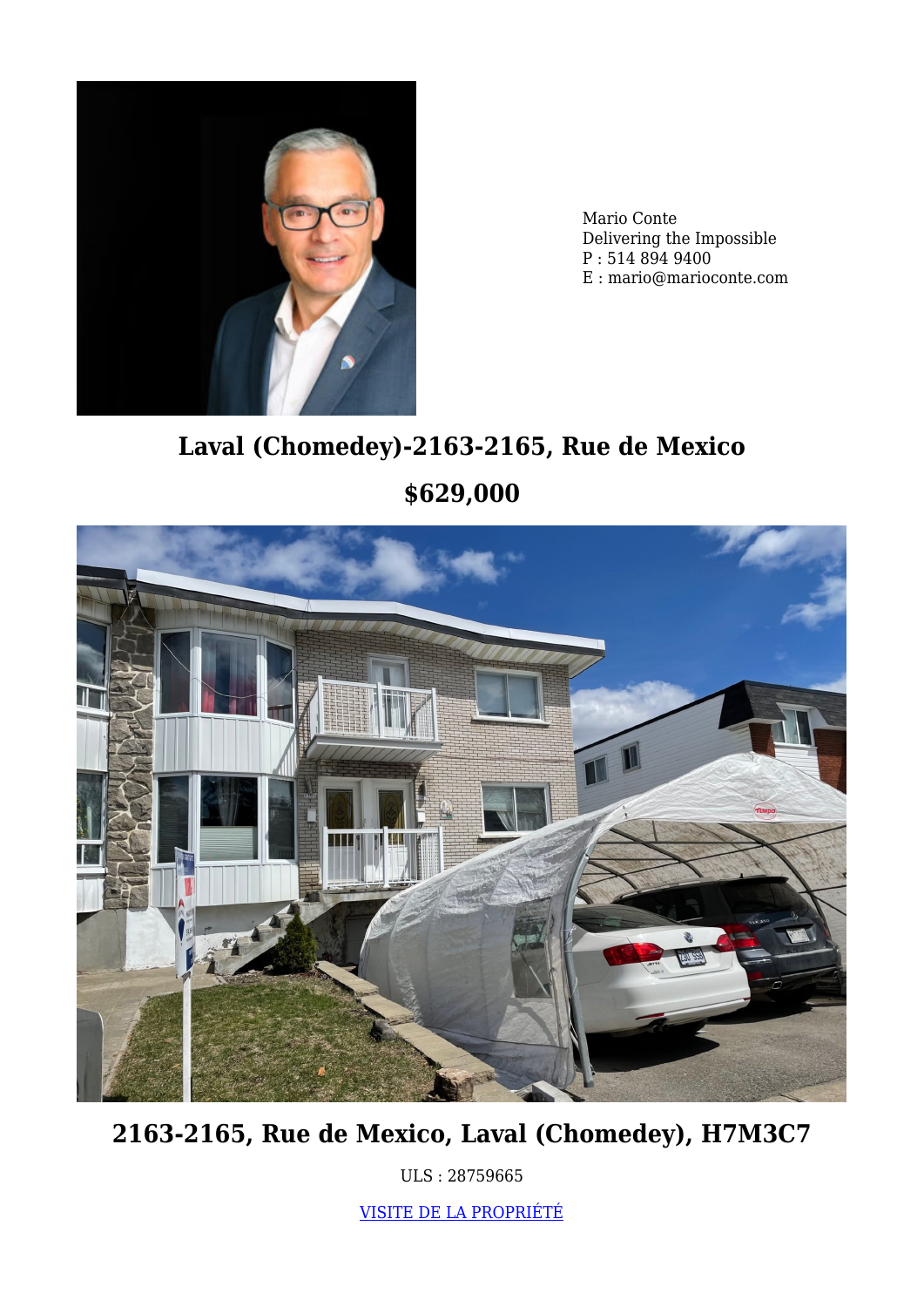Mario Conte
Delivering the Impossible
P : 514 894 9400
E : mario@marioconte.com

## Laval (Chomedey)-2163-2165, Rue de Mexico

## $629,000

## 2163-2165, Rue de Mexico, Laval (Chomedey), H7M3C7

ULS : 28759665

VISITE DE LA PROPRIÉTÉ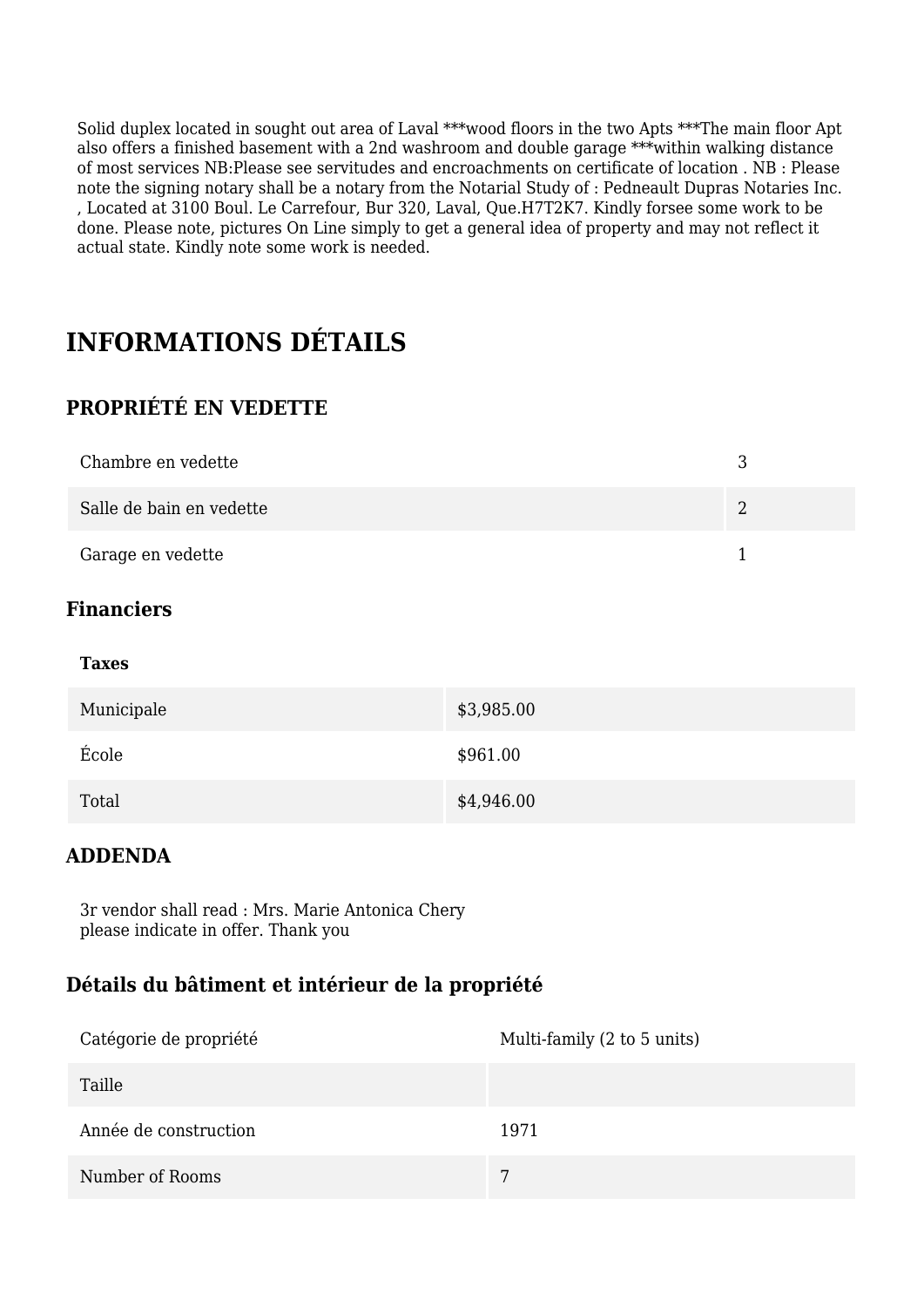Solid duplex located in sought out area of Laval ***wood floors in the two Apts ***The main floor Apt also offers a finished basement with a 2nd washroom and double garage ***within walking distance of most services NB:Please see servitudes and encroachments on certificate of location . NB : Please note the signing notary shall be a notary from the Notarial Study of : Pedneault Dupras Notaries Inc. , Located at 3100 Boul. Le Carrefour, Bur 320, Laval, Que.H7T2K7. Kindly forsee some work to be done. Please note, pictures On Line simply to get a general idea of property and may not reflect it actual state. Kindly note some work is needed.

# INFORMATIONS DÉTAILS

## PROPRIÉTÉ EN VEDETTE

| | |
|---|---|
| Chambre en vedette | 3 |
| Salle de bain en vedette | 2 |
| Garage en vedette | 1 |

### Financiers

| **Taxes** | |
|---|---|
| Municipale | $3,985.00 |
| École | $961.00 |
| Total | $4,946.00 |

### ADDENDA

3r vendor shall read : Mrs. Marie Antonica Chery
please indicate in offer. Thank you

### Détails du bâtiment et intérieur de la propriété

| | |
|---|---|
| Catégorie de propriété | Multi-family (2 to 5 units) |
| Taille | |
| Année de construction | 1971 |
| Number of Rooms | 7 |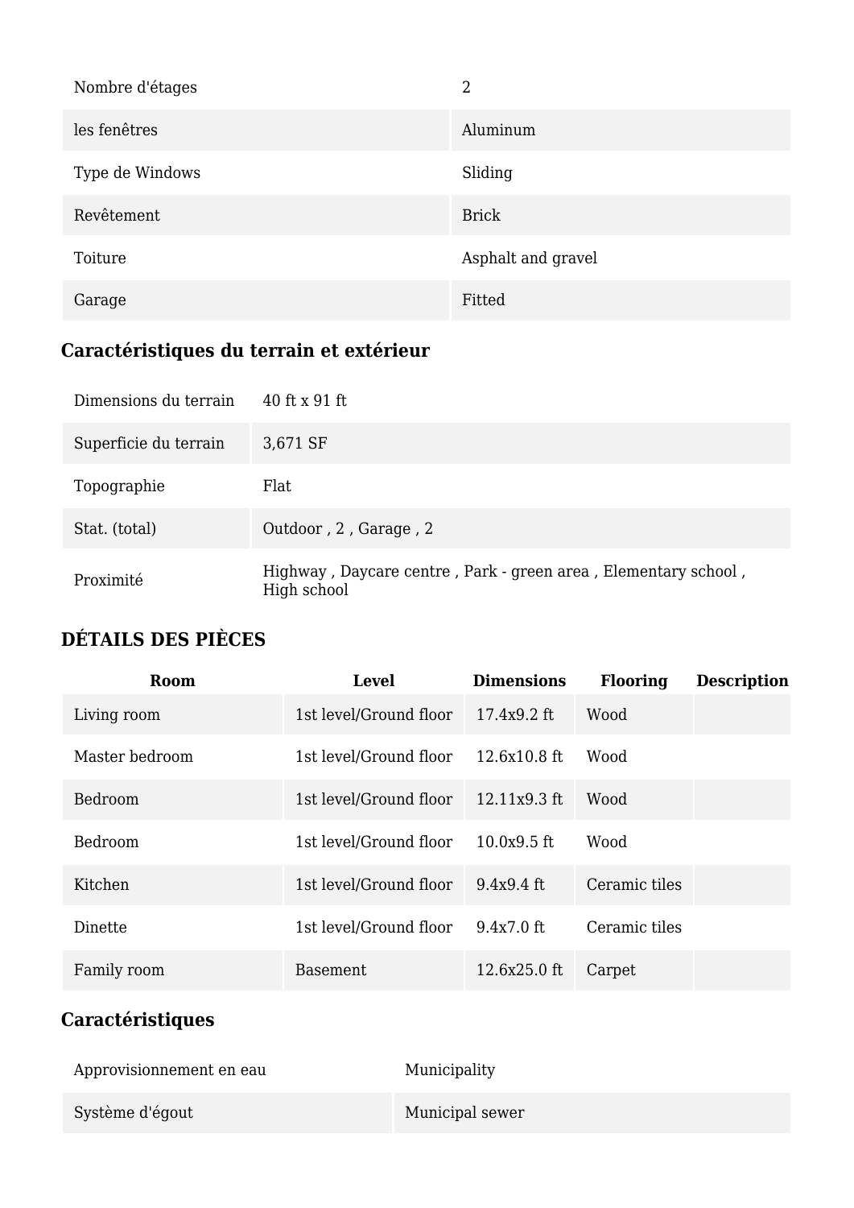| | |
|---|---|
| Nombre d'étages | 2 |
| les fenêtres | Aluminum |
| Type de Windows | Sliding |
| Revêtement | Brick |
| Toiture | Asphalt and gravel |
| Garage | Fitted |

## Caractéristiques du terrain et extérieur

| | |
|---|---|
| Dimensions du terrain | 40 ft x 91 ft |
| Superficie du terrain | 3,671 SF |
| Topographie | Flat |
| Stat. (total) | Outdoor , 2 , Garage , 2 |
| Proximité | Highway , Daycare centre , Park - green area , Elementary school , High school |

## DÉTAILS DES PIÈCES

| Room | Level | Dimensions | Flooring | Description |
|---|---|---|---|---|
| Living room | 1st level/Ground floor | 17.4x9.2 ft | Wood | |
| Master bedroom | 1st level/Ground floor | 12.6x10.8 ft | Wood | |
| Bedroom | 1st level/Ground floor | 12.11x9.3 ft | Wood | |
| Bedroom | 1st level/Ground floor | 10.0x9.5 ft | Wood | |
| Kitchen | 1st level/Ground floor | 9.4x9.4 ft | Ceramic tiles | |
| Dinette | 1st level/Ground floor | 9.4x7.0 ft | Ceramic tiles | |
| Family room | Basement | 12.6x25.0 ft | Carpet | |

## Caractéristiques

| | |
|---|---|
| Approvisionnement en eau | Municipality |
| Système d'égout | Municipal sewer |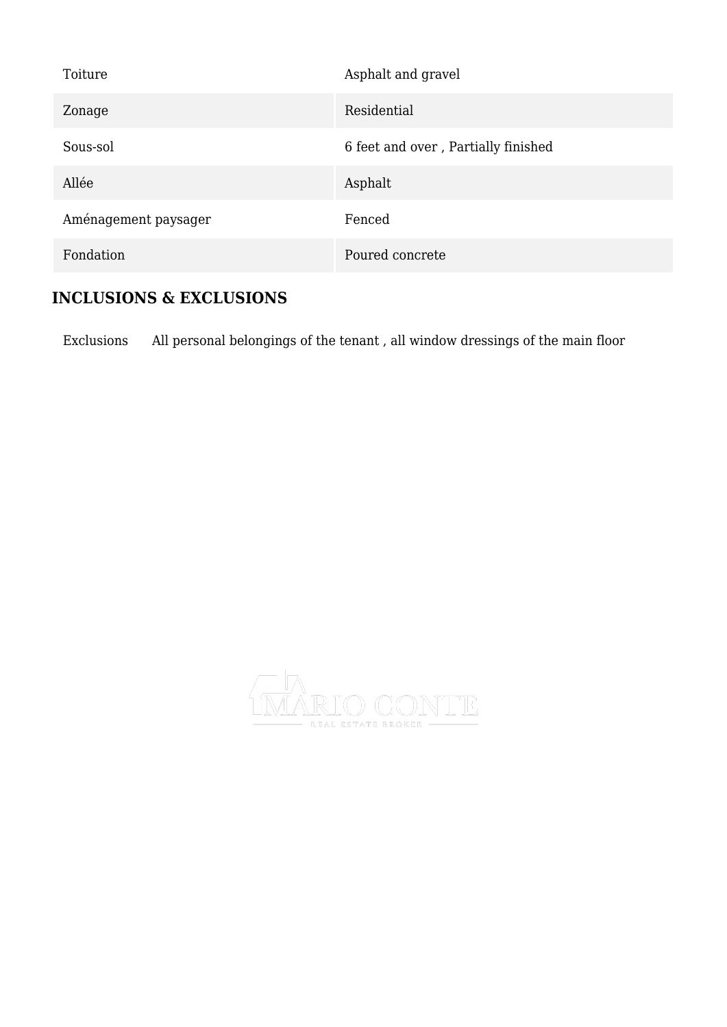| | |
|---|---|
| Toiture | Asphalt and gravel |
| Zonage | Residential |
| Sous-sol | 6 feet and over , Partially finished |
| Allée | Asphalt |
| Aménagement paysager | Fenced |
| Fondation | Poured concrete |

## INCLUSIONS & EXCLUSIONS

| | |
|---|---|
| Exclusions | All personal belongings of the tenant , all window dressings of the main floor |